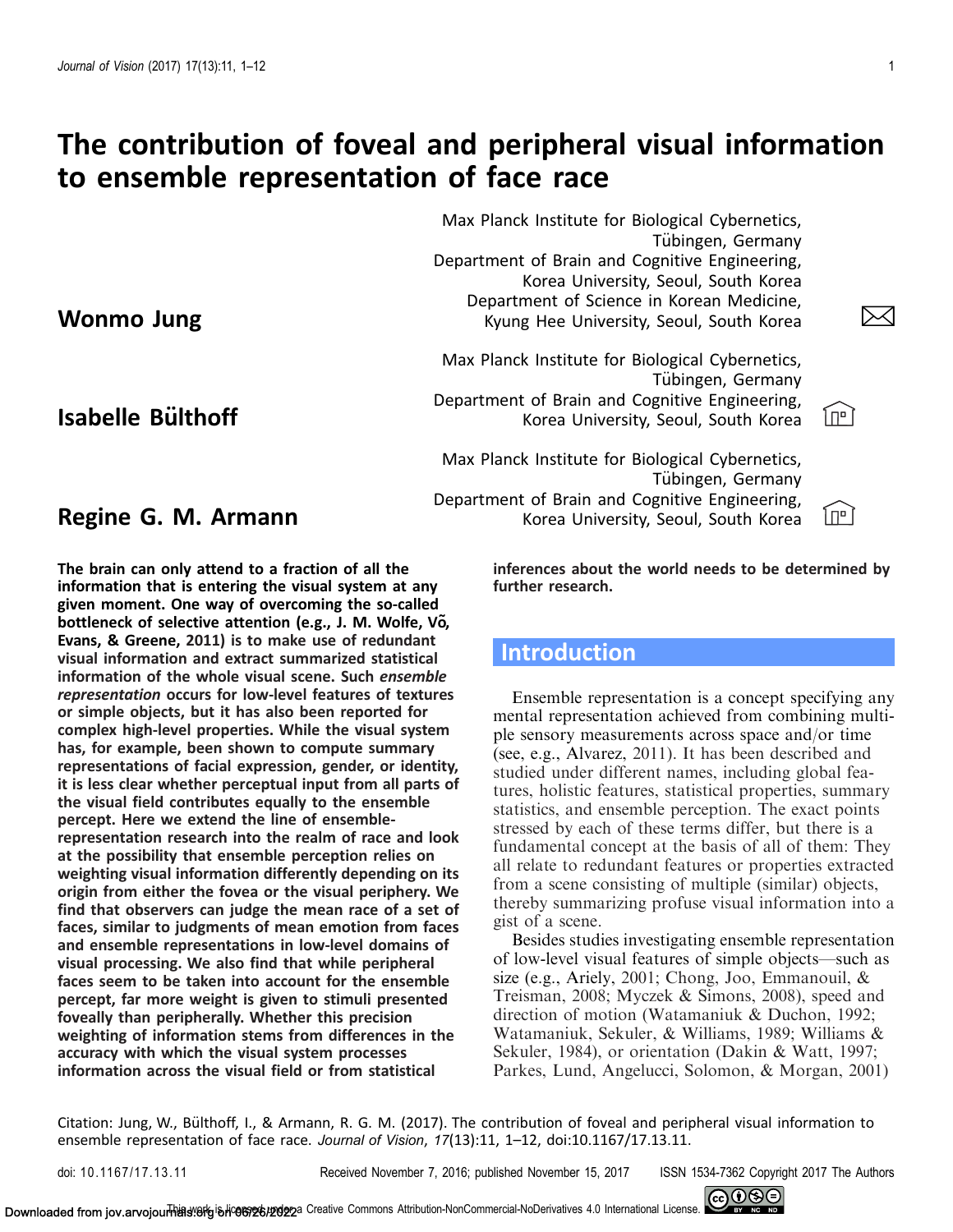# The contribution of foveal and peripheral visual information to ensemble representation of face race

**Wonmo Jung**

Max Planck Institute for Biological Cybernetics, Tübingen, Germany
Department of Brain and Cognitive Engineering, Korea University, Seoul, South Korea
Department of Science in Korean Medicine, Kyung Hee University, Seoul, South Korea

**Isabelle Bülthoff**

Max Planck Institute for Biological Cybernetics, Tübingen, Germany
Department of Brain and Cognitive Engineering, Korea University, Seoul, South Korea

**Regine G. M. Armann**

Max Planck Institute for Biological Cybernetics, Tübingen, Germany
Department of Brain and Cognitive Engineering, Korea University, Seoul, South Korea

**The brain can only attend to a fraction of all the information that is entering the visual system at any given moment. One way of overcoming the so-called bottleneck of selective attention (e.g., J. M. Wolfe, Võ, Evans, & Greene, 2011) is to make use of redundant visual information and extract summarized statistical information of the whole visual scene. Such *ensemble representation* occurs for low-level features of textures or simple objects, but it has also been reported for complex high-level properties. While the visual system has, for example, been shown to compute summary representations of facial expression, gender, or identity, it is less clear whether perceptual input from all parts of the visual field contributes equally to the ensemble percept. Here we extend the line of ensemble-representation research into the realm of race and look at the possibility that ensemble perception relies on weighting visual information differently depending on its origin from either the fovea or the visual periphery. We find that observers can judge the mean race of a set of faces, similar to judgments of mean emotion from faces and ensemble representations in low-level domains of visual processing. We also find that while peripheral faces seem to be taken into account for the ensemble percept, far more weight is given to stimuli presented foveally than peripherally. Whether this precision weighting of information stems from differences in the accuracy with which the visual system processes information across the visual field or from statistical inferences about the world needs to be determined by further research.**

## Introduction

Ensemble representation is a concept specifying any mental representation achieved from combining multiple sensory measurements across space and/or time (see, e.g., Alvarez, 2011). It has been described and studied under different names, including global features, holistic features, statistical properties, summary statistics, and ensemble perception. The exact points stressed by each of these terms differ, but there is a fundamental concept at the basis of all of them: They all relate to redundant features or properties extracted from a scene consisting of multiple (similar) objects, thereby summarizing profuse visual information into a gist of a scene.

Besides studies investigating ensemble representation of low-level visual features of simple objects—such as size (e.g., Ariely, 2001; Chong, Joo, Emmanouil, & Treisman, 2008; Myczek & Simons, 2008), speed and direction of motion (Watamaniuk & Duchon, 1992; Watamaniuk, Sekuler, & Williams, 1989; Williams & Sekuler, 1984), or orientation (Dakin & Watt, 1997; Parkes, Lund, Angelucci, Solomon, & Morgan, 2001)

Citation: Jung, W., Bülthoff, I., & Armann, R. G. M. (2017). The contribution of foveal and peripheral visual information to ensemble representation of face race. *Journal of Vision*, *17*(13):11, 1–12, doi:10.1167/17.13.11.

doi: 10.1167/17.13.11 Received November 7, 2016; published November 15, 2017 ISSN 1534-7362 Copyright 2017 The Authors

This work is licensed under a Creative Commons Attribution-NonCommercial-NoDerivatives 4.0 International License.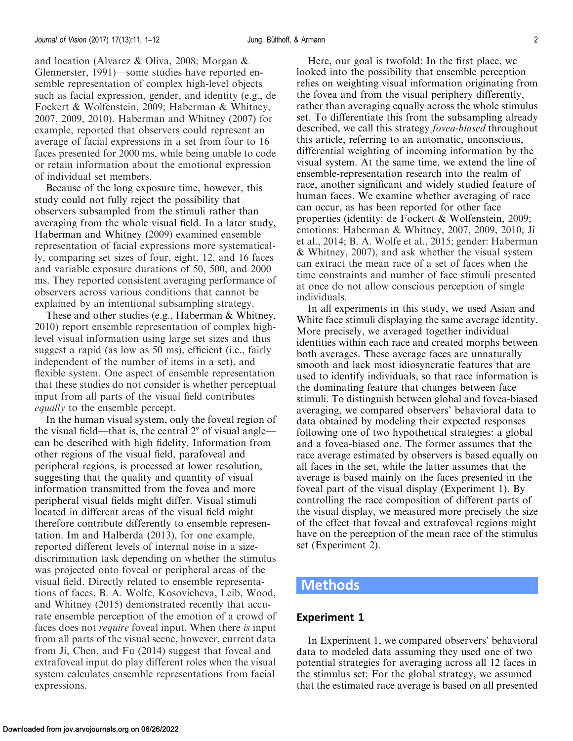and location (Alvarez & Oliva, 2008; Morgan & Glennerster, 1991)—some studies have reported ensemble representation of complex high-level objects such as facial expression, gender, and identity (e.g., de Fockert & Wolfenstein, 2009; Haberman & Whitney, 2007, 2009, 2010). Haberman and Whitney (2007) for example, reported that observers could represent an average of facial expressions in a set from four to 16 faces presented for 2000 ms, while being unable to code or retain information about the emotional expression of individual set members.

Because of the long exposure time, however, this study could not fully reject the possibility that observers subsampled from the stimuli rather than averaging from the whole visual field. In a later study, Haberman and Whitney (2009) examined ensemble representation of facial expressions more systematically, comparing set sizes of four, eight, 12, and 16 faces and variable exposure durations of 50, 500, and 2000 ms. They reported consistent averaging performance of observers across various conditions that cannot be explained by an intentional subsampling strategy.

These and other studies (e.g., Haberman & Whitney, 2010) report ensemble representation of complex high-level visual information using large set sizes and thus suggest a rapid (as low as 50 ms), efficient (i.e., fairly independent of the number of items in a set), and flexible system. One aspect of ensemble representation that these studies do not consider is whether perceptual input from all parts of the visual field contributes *equally* to the ensemble percept.

In the human visual system, only the foveal region of the visual field—that is, the central 2° of visual angle—can be described with high fidelity. Information from other regions of the visual field, parafoveal and peripheral regions, is processed at lower resolution, suggesting that the quality and quantity of visual information transmitted from the fovea and more peripheral visual fields might differ. Visual stimuli located in different areas of the visual field might therefore contribute differently to ensemble representation. Im and Halberda (2013), for one example, reported different levels of internal noise in a size-discrimination task depending on whether the stimulus was projected onto foveal or peripheral areas of the visual field. Directly related to ensemble representations of faces, B. A. Wolfe, Kosovicheva, Leib, Wood, and Whitney (2015) demonstrated recently that accurate ensemble perception of the emotion of a crowd of faces does not *require* foveal input. When there *is* input from all parts of the visual scene, however, current data from Ji, Chen, and Fu (2014) suggest that foveal and extrafoveal input do play different roles when the visual system calculates ensemble representations from facial expressions.

Here, our goal is twofold: In the first place, we looked into the possibility that ensemble perception relies on weighting visual information originating from the fovea and from the visual periphery differently, rather than averaging equally across the whole stimulus set. To differentiate this from the subsampling already described, we call this strategy *fovea-biased* throughout this article, referring to an automatic, unconscious, differential weighting of incoming information by the visual system. At the same time, we extend the line of ensemble-representation research into the realm of race, another significant and widely studied feature of human faces. We examine whether averaging of race can occur, as has been reported for other face properties (identity: de Fockert & Wolfenstein, 2009; emotions: Haberman & Whitney, 2007, 2009, 2010; Ji et al., 2014; B. A. Wolfe et al., 2015; gender: Haberman & Whitney, 2007), and ask whether the visual system can extract the mean race of a set of faces when the time constraints and number of face stimuli presented at once do not allow conscious perception of single individuals.

In all experiments in this study, we used Asian and White face stimuli displaying the same average identity. More precisely, we averaged together individual identities within each race and created morphs between both averages. These average faces are unnaturally smooth and lack most idiosyncratic features that are used to identify individuals, so that race information is the dominating feature that changes between face stimuli. To distinguish between global and fovea-biased averaging, we compared observers' behavioral data to data obtained by modeling their expected responses following one of two hypothetical strategies: a global and a fovea-biased one. The former assumes that the race average estimated by observers is based equally on all faces in the set, while the latter assumes that the average is based mainly on the faces presented in the foveal part of the visual display (Experiment 1). By controlling the race composition of different parts of the visual display, we measured more precisely the size of the effect that foveal and extrafoveal regions might have on the perception of the mean race of the stimulus set (Experiment 2).

# Methods

## Experiment 1

In Experiment 1, we compared observers' behavioral data to modeled data assuming they used one of two potential strategies for averaging across all 12 faces in the stimulus set: For the global strategy, we assumed that the estimated race average is based on all presented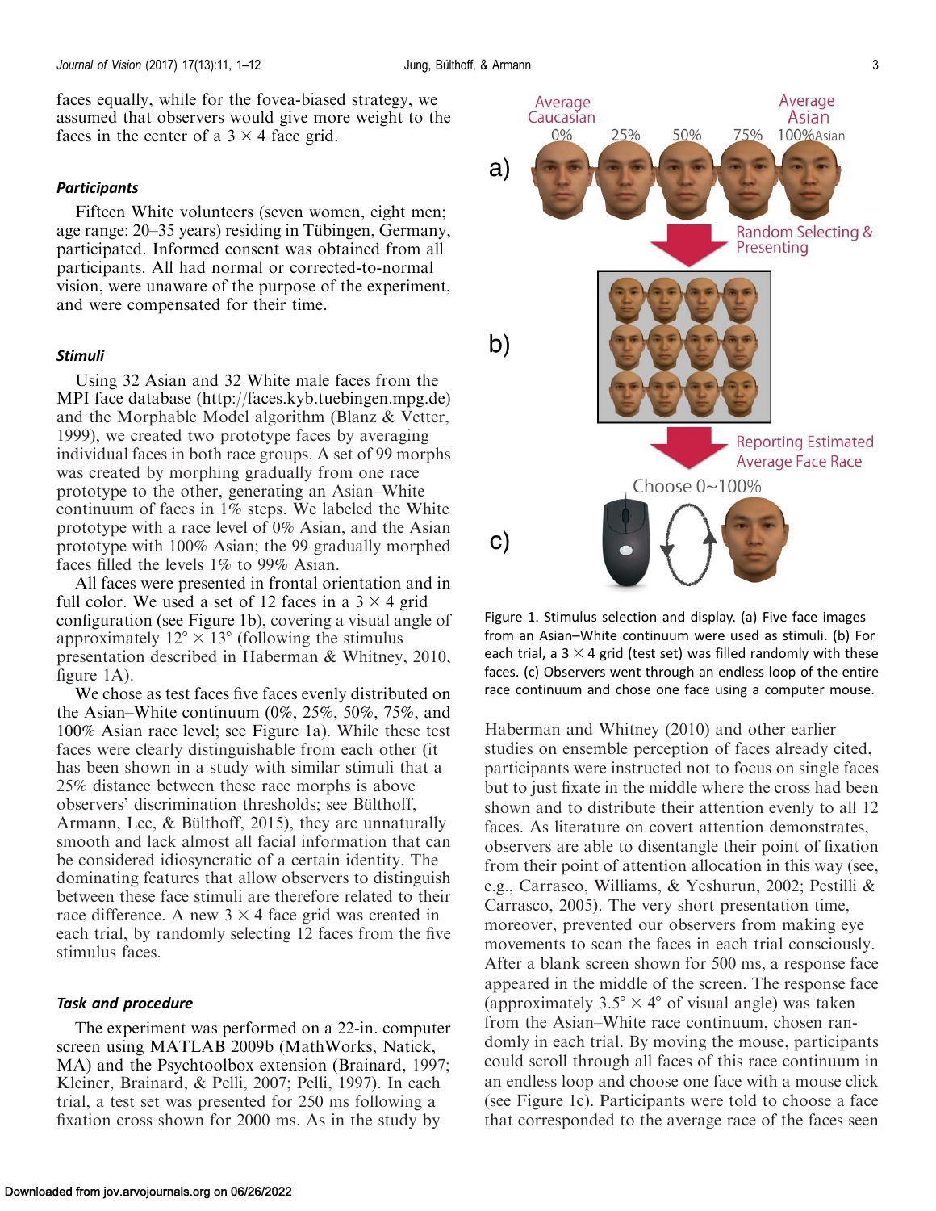faces equally, while for the fovea-biased strategy, we assumed that observers would give more weight to the faces in the center of a 3 × 4 face grid.

### Participants

Fifteen White volunteers (seven women, eight men; age range: 20–35 years) residing in Tübingen, Germany, participated. Informed consent was obtained from all participants. All had normal or corrected-to-normal vision, were unaware of the purpose of the experiment, and were compensated for their time.

### Stimuli

Using 32 Asian and 32 White male faces from the MPI face database (http://faces.kyb.tuebingen.mpg.de) and the Morphable Model algorithm (Blanz & Vetter, 1999), we created two prototype faces by averaging individual faces in both race groups. A set of 99 morphs was created by morphing gradually from one race prototype to the other, generating an Asian–White continuum of faces in 1% steps. We labeled the White prototype with a race level of 0% Asian, and the Asian prototype with 100% Asian; the 99 gradually morphed faces filled the levels 1% to 99% Asian.

All faces were presented in frontal orientation and in full color. We used a set of 12 faces in a 3 × 4 grid configuration (see Figure 1b), covering a visual angle of approximately 12° × 13° (following the stimulus presentation described in Haberman & Whitney, 2010, figure 1A).

We chose as test faces five faces evenly distributed on the Asian–White continuum (0%, 25%, 50%, 75%, and 100% Asian race level; see Figure 1a). While these test faces were clearly distinguishable from each other (it has been shown in a study with similar stimuli that a 25% distance between these race morphs is above observers' discrimination thresholds; see Bülthoff, Armann, Lee, & Bülthoff, 2015), they are unnaturally smooth and lack almost all facial information that can be considered idiosyncratic of a certain identity. The dominating features that allow observers to distinguish between these face stimuli are therefore related to their race difference. A new 3 × 4 face grid was created in each trial, by randomly selecting 12 faces from the five stimulus faces.

### Task and procedure

The experiment was performed on a 22-in. computer screen using MATLAB 2009b (MathWorks, Natick, MA) and the Psychtoolbox extension (Brainard, 1997; Kleiner, Brainard, & Pelli, 2007; Pelli, 1997). In each trial, a test set was presented for 250 ms following a fixation cross shown for 2000 ms. As in the study by Haberman and Whitney (2010) and other earlier studies on ensemble perception of faces already cited, participants were instructed not to focus on single faces but to just fixate in the middle where the cross had been shown and to distribute their attention evenly to all 12 faces. As literature on covert attention demonstrates, observers are able to disentangle their point of fixation from their point of attention allocation in this way (see, e.g., Carrasco, Williams, & Yeshurun, 2002; Pestilli & Carrasco, 2005). The very short presentation time, moreover, prevented our observers from making eye movements to scan the faces in each trial consciously. After a blank screen shown for 500 ms, a response face appeared in the middle of the screen. The response face (approximately 3.5° × 4° of visual angle) was taken from the Asian–White race continuum, chosen randomly in each trial. By moving the mouse, participants could scroll through all faces of this race continuum in an endless loop and choose one face with a mouse click (see Figure 1c). Participants were told to choose a face that corresponded to the average race of the faces seen

Figure 1. Stimulus selection and display. (a) Five face images from an Asian–White continuum were used as stimuli. (b) For each trial, a 3 × 4 grid (test set) was filled randomly with these faces. (c) Observers went through an endless loop of the entire race continuum and chose one face using a computer mouse.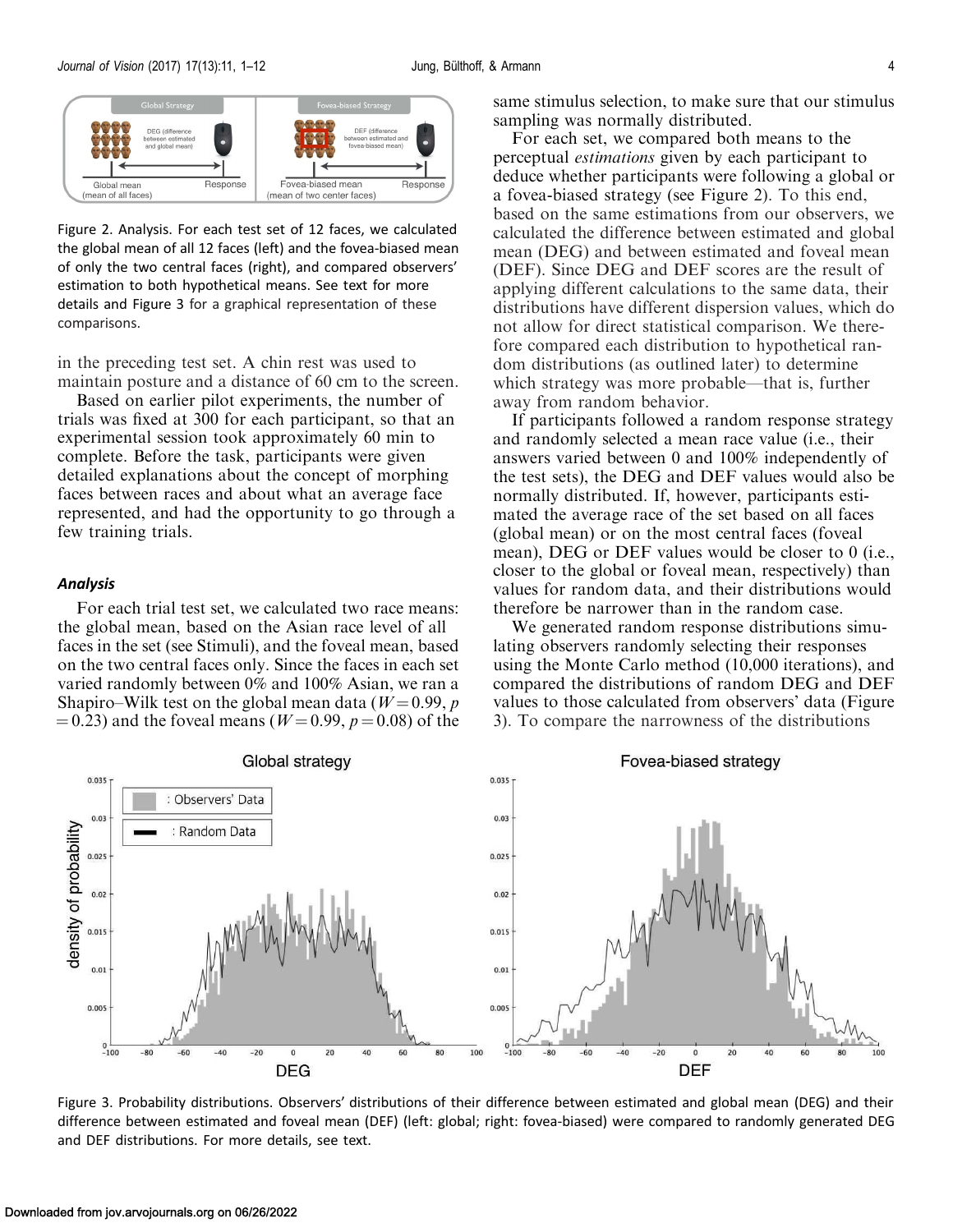Figure 2. Analysis. For each test set of 12 faces, we calculated the global mean of all 12 faces (left) and the fovea-biased mean of only the two central faces (right), and compared observers' estimation to both hypothetical means. See text for more details and Figure 3 for a graphical representation of these comparisons.

in the preceding test set. A chin rest was used to maintain posture and a distance of 60 cm to the screen.

Based on earlier pilot experiments, the number of trials was fixed at 300 for each participant, so that an experimental session took approximately 60 min to complete. Before the task, participants were given detailed explanations about the concept of morphing faces between races and about what an average face represented, and had the opportunity to go through a few training trials.

### *Analysis*

For each trial test set, we calculated two race means: the global mean, based on the Asian race level of all faces in the set (see Stimuli), and the foveal mean, based on the two central faces only. Since the faces in each set varied randomly between 0% and 100% Asian, we ran a Shapiro–Wilk test on the global mean data ($W = 0.99$, $p = 0.23$) and the foveal means ($W = 0.99$, $p = 0.08$) of the same stimulus selection, to make sure that our stimulus sampling was normally distributed.

For each set, we compared both means to the perceptual *estimations* given by each participant to deduce whether participants were following a global or a fovea-biased strategy (see Figure 2). To this end, based on the same estimations from our observers, we calculated the difference between estimated and global mean (DEG) and between estimated and foveal mean (DEF). Since DEG and DEF scores are the result of applying different calculations to the same data, their distributions have different dispersion values, which do not allow for direct statistical comparison. We therefore compared each distribution to hypothetical random distributions (as outlined later) to determine which strategy was more probable—that is, further away from random behavior.

If participants followed a random response strategy and randomly selected a mean race value (i.e., their answers varied between 0 and 100% independently of the test sets), the DEG and DEF values would also be normally distributed. If, however, participants estimated the average race of the set based on all faces (global mean) or on the most central faces (foveal mean), DEG or DEF values would be closer to 0 (i.e., closer to the global or foveal mean, respectively) than values for random data, and their distributions would therefore be narrower than in the random case.

We generated random response distributions simulating observers randomly selecting their responses using the Monte Carlo method (10,000 iterations), and compared the distributions of random DEG and DEF values to those calculated from observers' data (Figure 3). To compare the narrowness of the distributions

Figure 3. Probability distributions. Observers' distributions of their difference between estimated and global mean (DEG) and their difference between estimated and foveal mean (DEF) (left: global; right: fovea-biased) were compared to randomly generated DEG and DEF distributions. For more details, see text.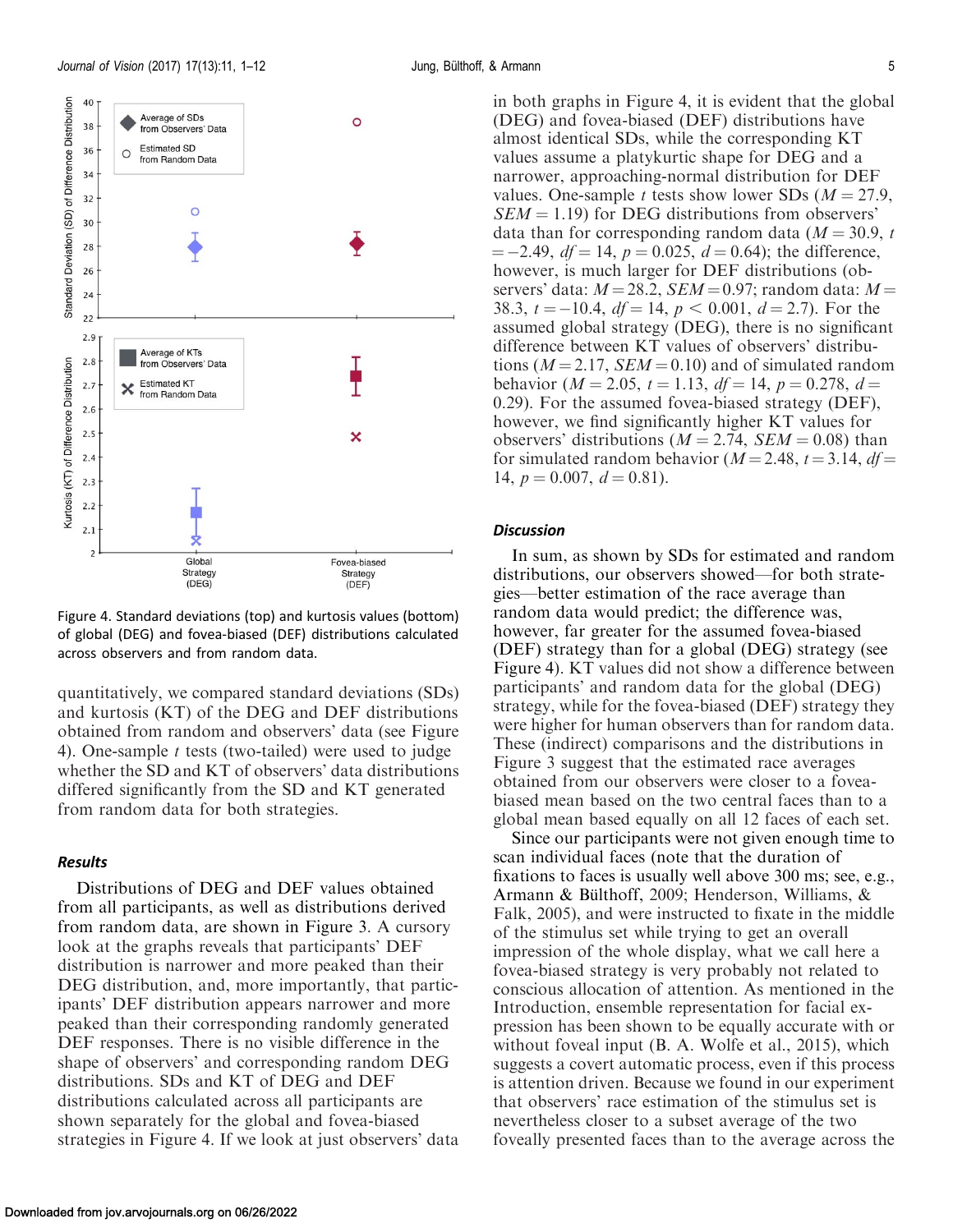Figure 4. Standard deviations (top) and kurtosis values (bottom) of global (DEG) and fovea-biased (DEF) distributions calculated across observers and from random data.

quantitatively, we compared standard deviations (SDs) and kurtosis (KT) of the DEG and DEF distributions obtained from random and observers' data (see Figure 4). One-sample $t$ tests (two-tailed) were used to judge whether the SD and KT of observers' data distributions differed significantly from the SD and KT generated from random data for both strategies.

### Results

Distributions of DEG and DEF values obtained from all participants, as well as distributions derived from random data, are shown in Figure 3. A cursory look at the graphs reveals that participants' DEF distribution is narrower and more peaked than their DEG distribution, and, more importantly, that participants' DEF distribution appears narrower and more peaked than their corresponding randomly generated DEF responses. There is no visible difference in the shape of observers' and corresponding random DEG distributions. SDs and KT of DEG and DEF distributions calculated across all participants are shown separately for the global and fovea-biased strategies in Figure 4. If we look at just observers' data in both graphs in Figure 4, it is evident that the global (DEG) and fovea-biased (DEF) distributions have almost identical SDs, while the corresponding KT values assume a platykurtic shape for DEG and a narrower, approaching-normal distribution for DEF values. One-sample $t$ tests show lower SDs ($M = 27.9$, $SEM = 1.19$) for DEG distributions from observers' data than for corresponding random data ($M = 30.9$, $t = -2.49$, $df = 14$, $p = 0.025$, $d = 0.64$); the difference, however, is much larger for DEF distributions (observers' data: $M = 28.2$, $SEM = 0.97$; random data: $M = 38.3$, $t = -10.4$, $df = 14$, $p < 0.001$, $d = 2.7$). For the assumed global strategy (DEG), there is no significant difference between KT values of observers' distributions ($M = 2.17$, $SEM = 0.10$) and of simulated random behavior ($M = 2.05$, $t = 1.13$, $df = 14$, $p = 0.278$, $d = 0.29$). For the assumed fovea-biased strategy (DEF), however, we find significantly higher KT values for observers' distributions ($M = 2.74$, $SEM = 0.08$) than for simulated random behavior ($M = 2.48$, $t = 3.14$, $df = 14$, $p = 0.007$, $d = 0.81$).

### Discussion

In sum, as shown by SDs for estimated and random distributions, our observers showed—for both strategies—better estimation of the race average than random data would predict; the difference was, however, far greater for the assumed fovea-biased (DEF) strategy than for a global (DEG) strategy (see Figure 4). KT values did not show a difference between participants' and random data for the global (DEG) strategy, while for the fovea-biased (DEF) strategy they were higher for human observers than for random data. These (indirect) comparisons and the distributions in Figure 3 suggest that the estimated race averages obtained from our observers were closer to a fovea-biased mean based on the two central faces than to a global mean based equally on all 12 faces of each set.

Since our participants were not given enough time to scan individual faces (note that the duration of fixations to faces is usually well above 300 ms; see, e.g., Armann & Bülthoff, 2009; Henderson, Williams, & Falk, 2005), and were instructed to fixate in the middle of the stimulus set while trying to get an overall impression of the whole display, what we call here a fovea-biased strategy is very probably not related to conscious allocation of attention. As mentioned in the Introduction, ensemble representation for facial expression has been shown to be equally accurate with or without foveal input (B. A. Wolfe et al., 2015), which suggests a covert automatic process, even if this process is attention driven. Because we found in our experiment that observers' race estimation of the stimulus set is nevertheless closer to a subset average of the two foveally presented faces than to the average across the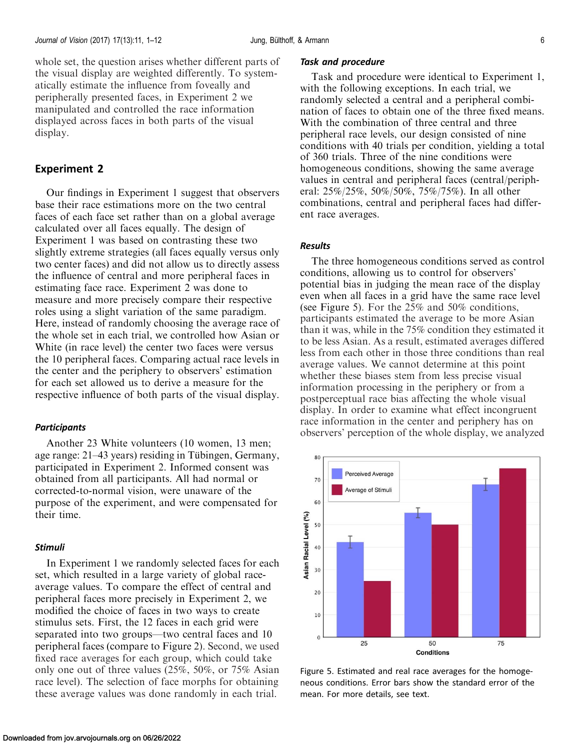whole set, the question arises whether different parts of the visual display are weighted differently. To systematically estimate the influence from foveally and peripherally presented faces, in Experiment 2 we manipulated and controlled the race information displayed across faces in both parts of the visual display.

## Experiment 2

Our findings in Experiment 1 suggest that observers base their race estimations more on the two central faces of each face set rather than on a global average calculated over all faces equally. The design of Experiment 1 was based on contrasting these two slightly extreme strategies (all faces equally versus only two center faces) and did not allow us to directly assess the influence of central and more peripheral faces in estimating face race. Experiment 2 was done to measure and more precisely compare their respective roles using a slight variation of the same paradigm. Here, instead of randomly choosing the average race of the whole set in each trial, we controlled how Asian or White (in race level) the center two faces were versus the 10 peripheral faces. Comparing actual race levels in the center and the periphery to observers' estimation for each set allowed us to derive a measure for the respective influence of both parts of the visual display.

### *Participants*

Another 23 White volunteers (10 women, 13 men; age range: 21–43 years) residing in Tübingen, Germany, participated in Experiment 2. Informed consent was obtained from all participants. All had normal or corrected-to-normal vision, were unaware of the purpose of the experiment, and were compensated for their time.

### *Stimuli*

In Experiment 1 we randomly selected faces for each set, which resulted in a large variety of global race-average values. To compare the effect of central and peripheral faces more precisely in Experiment 2, we modified the choice of faces in two ways to create stimulus sets. First, the 12 faces in each grid were separated into two groups—two central faces and 10 peripheral faces (compare to Figure 2). Second, we used fixed race averages for each group, which could take only one out of three values (25%, 50%, or 75% Asian race level). The selection of face morphs for obtaining these average values was done randomly in each trial.

### *Task and procedure*

Task and procedure were identical to Experiment 1, with the following exceptions. In each trial, we randomly selected a central and a peripheral combination of faces to obtain one of the three fixed means. With the combination of three central and three peripheral race levels, our design consisted of nine conditions with 40 trials per condition, yielding a total of 360 trials. Three of the nine conditions were homogeneous conditions, showing the same average values in central and peripheral faces (central/peripheral: 25%/25%, 50%/50%, 75%/75%). In all other combinations, central and peripheral faces had different race averages.

### *Results*

The three homogeneous conditions served as control conditions, allowing us to control for observers' potential bias in judging the mean race of the display even when all faces in a grid have the same race level (see Figure 5). For the 25% and 50% conditions, participants estimated the average to be more Asian than it was, while in the 75% condition they estimated it to be less Asian. As a result, estimated averages differed less from each other in those three conditions than real average values. We cannot determine at this point whether these biases stem from less precise visual information processing in the periphery or from a postperceptual race bias affecting the whole visual display. In order to examine what effect incongruent race information in the center and periphery has on observers' perception of the whole display, we analyzed

Figure 5. Estimated and real race averages for the homogeneous conditions. Error bars show the standard error of the mean. For more details, see text.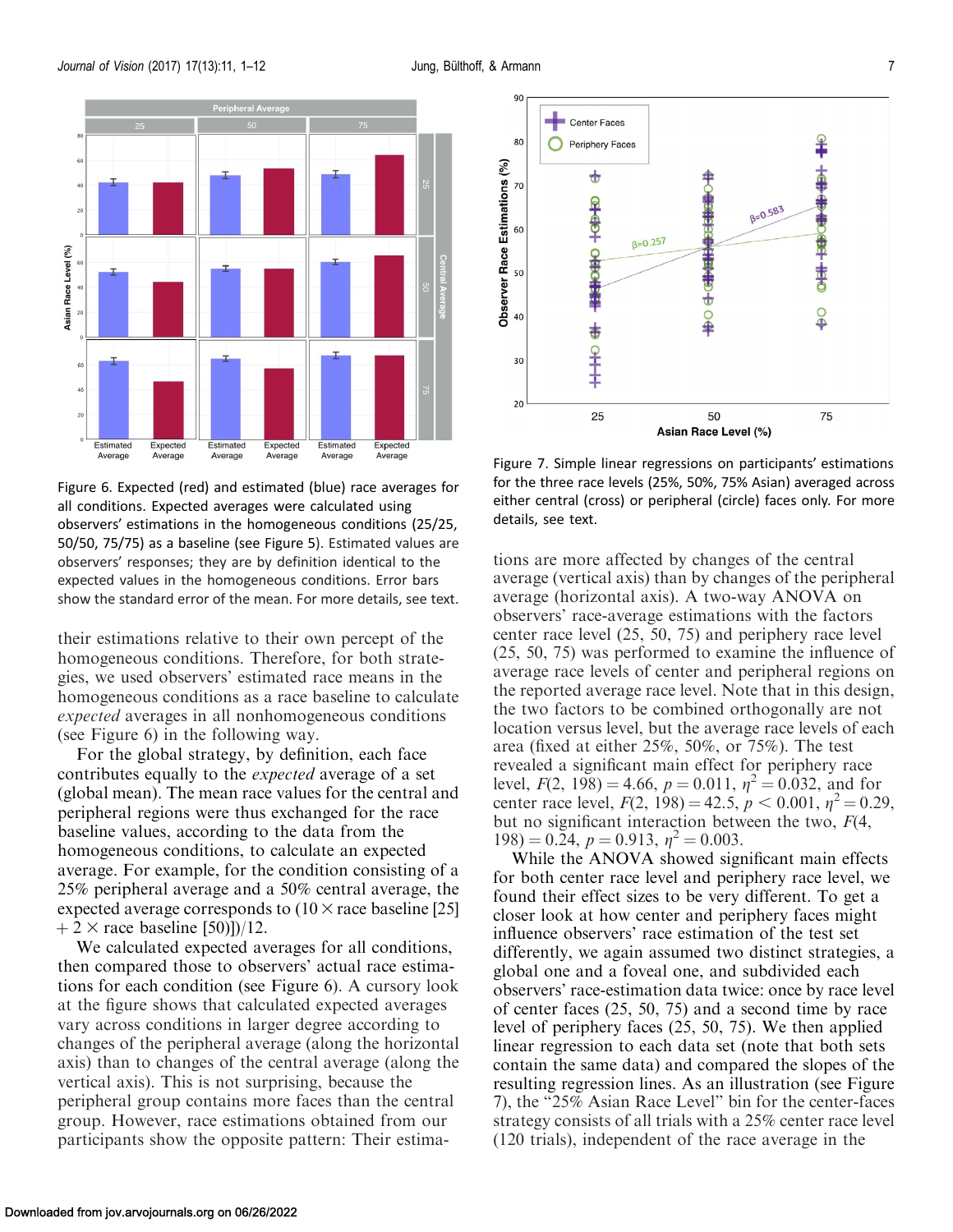Figure 6. Expected (red) and estimated (blue) race averages for all conditions. Expected averages were calculated using observers' estimations in the homogeneous conditions (25/25, 50/50, 75/75) as a baseline (see Figure 5). Estimated values are observers' responses; they are by definition identical to the expected values in the homogeneous conditions. Error bars show the standard error of the mean. For more details, see text.

their estimations relative to their own percept of the homogeneous conditions. Therefore, for both strategies, we used observers' estimated race means in the homogeneous conditions as a race baseline to calculate *expected* averages in all nonhomogeneous conditions (see Figure 6) in the following way.

For the global strategy, by definition, each face contributes equally to the *expected* average of a set (global mean). The mean race values for the central and peripheral regions were thus exchanged for the race baseline values, according to the data from the homogeneous conditions, to calculate an expected average. For example, for the condition consisting of a 25% peripheral average and a 50% central average, the expected average corresponds to $(10 \times$ race baseline [25] $+ 2 \times$ race baseline [50]$)/12$.

We calculated expected averages for all conditions, then compared those to observers' actual race estimations for each condition (see Figure 6). A cursory look at the figure shows that calculated expected averages vary across conditions in larger degree according to changes of the peripheral average (along the horizontal axis) than to changes of the central average (along the vertical axis). This is not surprising, because the peripheral group contains more faces than the central group. However, race estimations obtained from our participants show the opposite pattern: Their estimations are more affected by changes of the central average (vertical axis) than by changes of the peripheral average (horizontal axis). A two-way ANOVA on observers' race-average estimations with the factors center race level (25, 50, 75) and periphery race level (25, 50, 75) was performed to examine the influence of average race levels of center and peripheral regions on the reported average race level. Note that in this design, the two factors to be combined orthogonally are not location versus level, but the average race levels of each area (fixed at either 25%, 50%, or 75%). The test revealed a significant main effect for periphery race level, $F(2, 198) = 4.66$, $p = 0.011$, $\eta^2 = 0.032$, and for center race level, $F(2, 198) = 42.5$, $p < 0.001$, $\eta^2 = 0.29$, but no significant interaction between the two, $F(4, 198) = 0.24$, $p = 0.913$, $\eta^2 = 0.003$.

Figure 7. Simple linear regressions on participants' estimations for the three race levels (25%, 50%, 75% Asian) averaged across either central (cross) or peripheral (circle) faces only. For more details, see text.

While the ANOVA showed significant main effects for both center race level and periphery race level, we found their effect sizes to be very different. To get a closer look at how center and periphery faces might influence observers' race estimation of the test set differently, we again assumed two distinct strategies, a global one and a foveal one, and subdivided each observers' race-estimation data twice: once by race level of center faces (25, 50, 75) and a second time by race level of periphery faces (25, 50, 75). We then applied linear regression to each data set (note that both sets contain the same data) and compared the slopes of the resulting regression lines. As an illustration (see Figure 7), the "25% Asian Race Level" bin for the center-faces strategy consists of all trials with a 25% center race level (120 trials), independent of the race average in the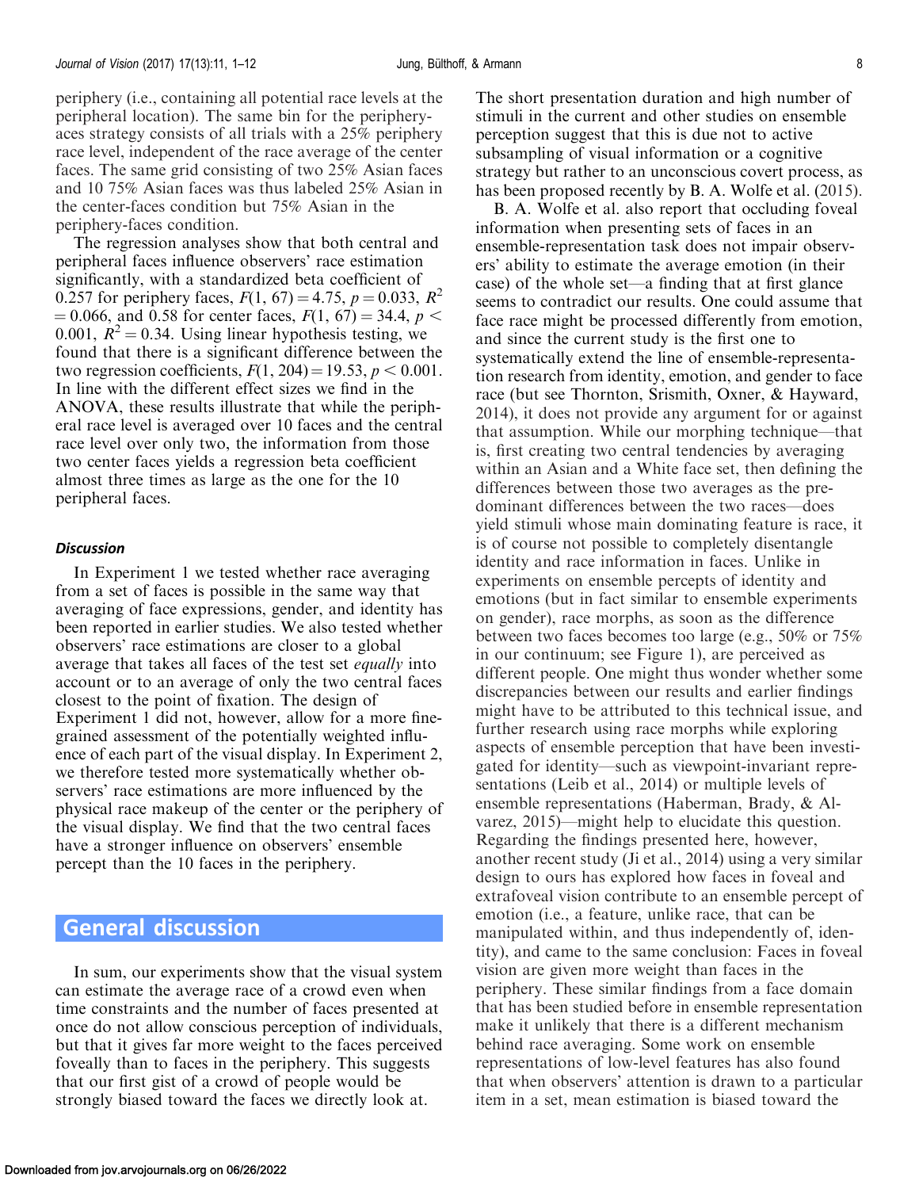periphery (i.e., containing all potential race levels at the peripheral location). The same bin for the periphery-aces strategy consists of all trials with a 25% periphery race level, independent of the race average of the center faces. The same grid consisting of two 25% Asian faces and 10 75% Asian faces was thus labeled 25% Asian in the center-faces condition but 75% Asian in the periphery-faces condition.

The regression analyses show that both central and peripheral faces influence observers' race estimation significantly, with a standardized beta coefficient of 0.257 for periphery faces, $F(1, 67) = 4.75$, $p = 0.033$, $R^2 = 0.066$, and 0.58 for center faces, $F(1, 67) = 34.4$, $p < 0.001$, $R^2 = 0.34$. Using linear hypothesis testing, we found that there is a significant difference between the two regression coefficients, $F(1, 204) = 19.53$, $p < 0.001$. In line with the different effect sizes we find in the ANOVA, these results illustrate that while the peripheral race level is averaged over 10 faces and the central race level over only two, the information from those two center faces yields a regression beta coefficient almost three times as large as the one for the 10 peripheral faces.

### Discussion

In Experiment 1 we tested whether race averaging from a set of faces is possible in the same way that averaging of face expressions, gender, and identity has been reported in earlier studies. We also tested whether observers' race estimations are closer to a global average that takes all faces of the test set *equally* into account or to an average of only the two central faces closest to the point of fixation. The design of Experiment 1 did not, however, allow for a more fine-grained assessment of the potentially weighted influence of each part of the visual display. In Experiment 2, we therefore tested more systematically whether observers' race estimations are more influenced by the physical race makeup of the center or the periphery of the visual display. We find that the two central faces have a stronger influence on observers' ensemble percept than the 10 faces in the periphery.

## General discussion

In sum, our experiments show that the visual system can estimate the average race of a crowd even when time constraints and the number of faces presented at once do not allow conscious perception of individuals, but that it gives far more weight to the faces perceived foveally than to faces in the periphery. This suggests that our first gist of a crowd of people would be strongly biased toward the faces we directly look at. The short presentation duration and high number of stimuli in the current and other studies on ensemble perception suggest that this is due not to active subsampling of visual information or a cognitive strategy but rather to an unconscious covert process, as has been proposed recently by B. A. Wolfe et al. (2015).

B. A. Wolfe et al. also report that occluding foveal information when presenting sets of faces in an ensemble-representation task does not impair observers' ability to estimate the average emotion (in their case) of the whole set—a finding that at first glance seems to contradict our results. One could assume that face race might be processed differently from emotion, and since the current study is the first one to systematically extend the line of ensemble-representation research from identity, emotion, and gender to face race (but see Thornton, Srismith, Oxner, & Hayward, 2014), it does not provide any argument for or against that assumption. While our morphing technique—that is, first creating two central tendencies by averaging within an Asian and a White face set, then defining the differences between those two averages as the predominant differences between the two races—does yield stimuli whose main dominating feature is race, it is of course not possible to completely disentangle identity and race information in faces. Unlike in experiments on ensemble percepts of identity and emotions (but in fact similar to ensemble experiments on gender), race morphs, as soon as the difference between two faces becomes too large (e.g., 50% or 75% in our continuum; see Figure 1), are perceived as different people. One might thus wonder whether some discrepancies between our results and earlier findings might have to be attributed to this technical issue, and further research using race morphs while exploring aspects of ensemble perception that have been investigated for identity—such as viewpoint-invariant representations (Leib et al., 2014) or multiple levels of ensemble representations (Haberman, Brady, & Alvarez, 2015)—might help to elucidate this question. Regarding the findings presented here, however, another recent study (Ji et al., 2014) using a very similar design to ours has explored how faces in foveal and extrafoveal vision contribute to an ensemble percept of emotion (i.e., a feature, unlike race, that can be manipulated within, and thus independently of, identity), and came to the same conclusion: Faces in foveal vision are given more weight than faces in the periphery. These similar findings from a face domain that has been studied before in ensemble representation make it unlikely that there is a different mechanism behind race averaging. Some work on ensemble representations of low-level features has also found that when observers' attention is drawn to a particular item in a set, mean estimation is biased toward the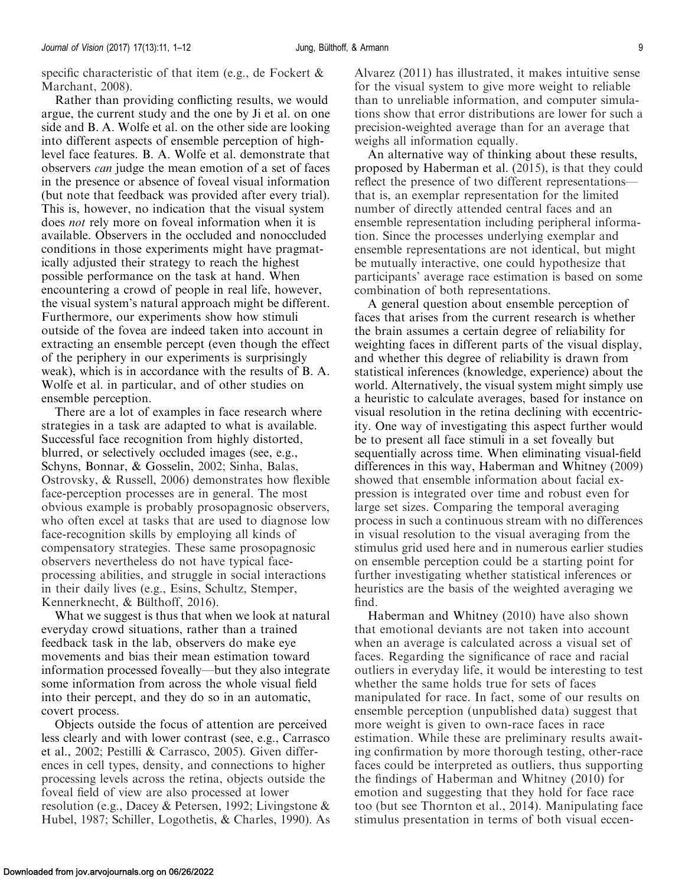specific characteristic of that item (e.g., de Fockert & Marchant, 2008).

Rather than providing conflicting results, we would argue, the current study and the one by Ji et al. on one side and B. A. Wolfe et al. on the other side are looking into different aspects of ensemble perception of high-level face features. B. A. Wolfe et al. demonstrate that observers *can* judge the mean emotion of a set of faces in the presence or absence of foveal visual information (but note that feedback was provided after every trial). This is, however, no indication that the visual system does *not* rely more on foveal information when it is available. Observers in the occluded and nonoccluded conditions in those experiments might have pragmatically adjusted their strategy to reach the highest possible performance on the task at hand. When encountering a crowd of people in real life, however, the visual system's natural approach might be different. Furthermore, our experiments show how stimuli outside of the fovea are indeed taken into account in extracting an ensemble percept (even though the effect of the periphery in our experiments is surprisingly weak), which is in accordance with the results of B. A. Wolfe et al. in particular, and of other studies on ensemble perception.

There are a lot of examples in face research where strategies in a task are adapted to what is available. Successful face recognition from highly distorted, blurred, or selectively occluded images (see, e.g., Schyns, Bonnar, & Gosselin, 2002; Sinha, Balas, Ostrovsky, & Russell, 2006) demonstrates how flexible face-perception processes are in general. The most obvious example is probably prosopagnosic observers, who often excel at tasks that are used to diagnose low face-recognition skills by employing all kinds of compensatory strategies. These same prosopagnosic observers nevertheless do not have typical face-processing abilities, and struggle in social interactions in their daily lives (e.g., Esins, Schultz, Stemper, Kennerknecht, & Bülthoff, 2016).

What we suggest is thus that when we look at natural everyday crowd situations, rather than a trained feedback task in the lab, observers do make eye movements and bias their mean estimation toward information processed foveally—but they also integrate some information from across the whole visual field into their percept, and they do so in an automatic, covert process.

Objects outside the focus of attention are perceived less clearly and with lower contrast (see, e.g., Carrasco et al., 2002; Pestilli & Carrasco, 2005). Given differences in cell types, density, and connections to higher processing levels across the retina, objects outside the foveal field of view are also processed at lower resolution (e.g., Dacey & Petersen, 1992; Livingstone & Hubel, 1987; Schiller, Logothetis, & Charles, 1990). As Alvarez (2011) has illustrated, it makes intuitive sense for the visual system to give more weight to reliable than to unreliable information, and computer simulations show that error distributions are lower for such a precision-weighted average than for an average that weighs all information equally.

An alternative way of thinking about these results, proposed by Haberman et al. (2015), is that they could reflect the presence of two different representations—that is, an exemplar representation for the limited number of directly attended central faces and an ensemble representation including peripheral information. Since the processes underlying exemplar and ensemble representations are not identical, but might be mutually interactive, one could hypothesize that participants' average race estimation is based on some combination of both representations.

A general question about ensemble perception of faces that arises from the current research is whether the brain assumes a certain degree of reliability for weighting faces in different parts of the visual display, and whether this degree of reliability is drawn from statistical inferences (knowledge, experience) about the world. Alternatively, the visual system might simply use a heuristic to calculate averages, based for instance on visual resolution in the retina declining with eccentricity. One way of investigating this aspect further would be to present all face stimuli in a set foveally but sequentially across time. When eliminating visual-field differences in this way, Haberman and Whitney (2009) showed that ensemble information about facial expression is integrated over time and robust even for large set sizes. Comparing the temporal averaging process in such a continuous stream with no differences in visual resolution to the visual averaging from the stimulus grid used here and in numerous earlier studies on ensemble perception could be a starting point for further investigating whether statistical inferences or heuristics are the basis of the weighted averaging we find.

Haberman and Whitney (2010) have also shown that emotional deviants are not taken into account when an average is calculated across a visual set of faces. Regarding the significance of race and racial outliers in everyday life, it would be interesting to test whether the same holds true for sets of faces manipulated for race. In fact, some of our results on ensemble perception (unpublished data) suggest that more weight is given to own-race faces in race estimation. While these are preliminary results awaiting confirmation by more thorough testing, other-race faces could be interpreted as outliers, thus supporting the findings of Haberman and Whitney (2010) for emotion and suggesting that they hold for face race too (but see Thornton et al., 2014). Manipulating face stimulus presentation in terms of both visual eccen-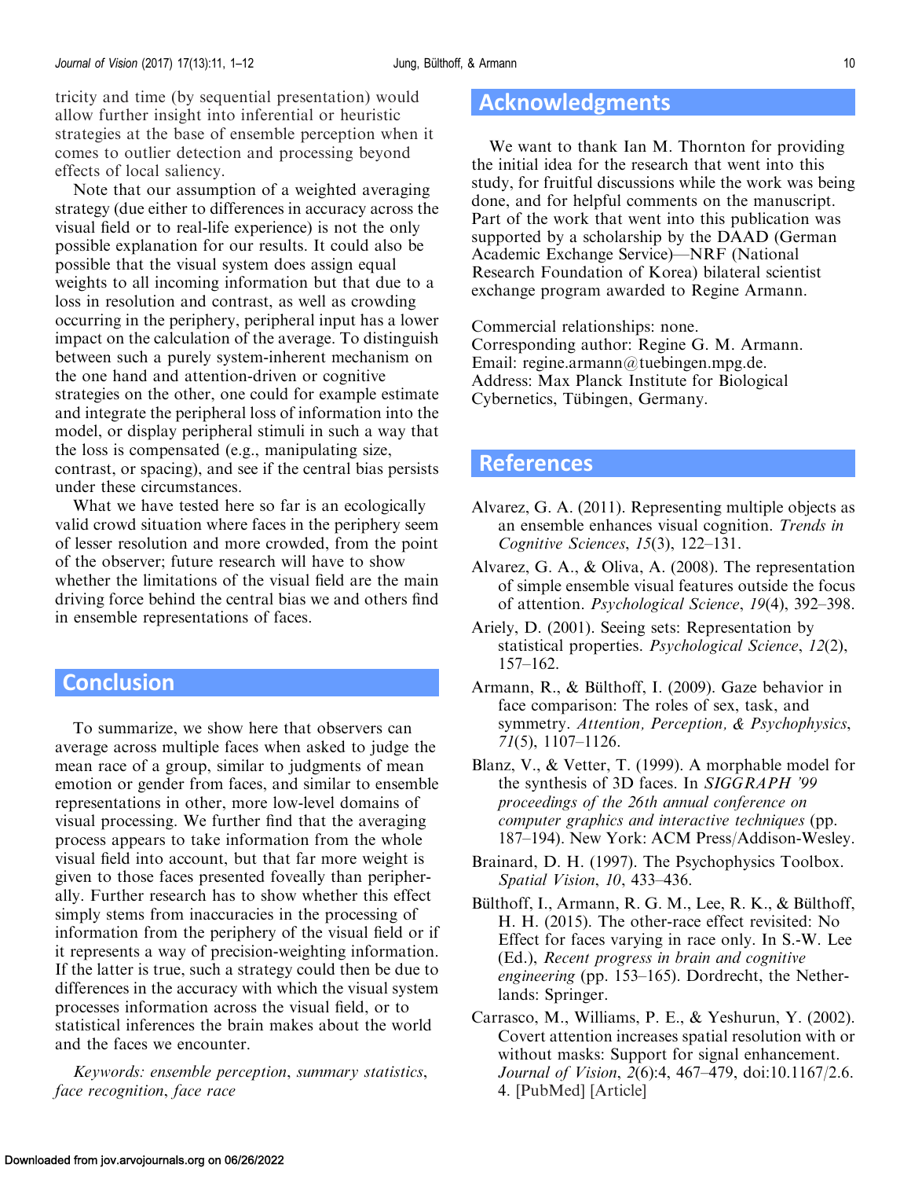tricity and time (by sequential presentation) would allow further insight into inferential or heuristic strategies at the base of ensemble perception when it comes to outlier detection and processing beyond effects of local saliency.

Note that our assumption of a weighted averaging strategy (due either to differences in accuracy across the visual field or to real-life experience) is not the only possible explanation for our results. It could also be possible that the visual system does assign equal weights to all incoming information but that due to a loss in resolution and contrast, as well as crowding occurring in the periphery, peripheral input has a lower impact on the calculation of the average. To distinguish between such a purely system-inherent mechanism on the one hand and attention-driven or cognitive strategies on the other, one could for example estimate and integrate the peripheral loss of information into the model, or display peripheral stimuli in such a way that the loss is compensated (e.g., manipulating size, contrast, or spacing), and see if the central bias persists under these circumstances.

What we have tested here so far is an ecologically valid crowd situation where faces in the periphery seem of lesser resolution and more crowded, from the point of the observer; future research will have to show whether the limitations of the visual field are the main driving force behind the central bias we and others find in ensemble representations of faces.

## Conclusion

To summarize, we show here that observers can average across multiple faces when asked to judge the mean race of a group, similar to judgments of mean emotion or gender from faces, and similar to ensemble representations in other, more low-level domains of visual processing. We further find that the averaging process appears to take information from the whole visual field into account, but that far more weight is given to those faces presented foveally than peripherally. Further research has to show whether this effect simply stems from inaccuracies in the processing of information from the periphery of the visual field or if it represents a way of precision-weighting information. If the latter is true, such a strategy could then be due to differences in the accuracy with which the visual system processes information across the visual field, or to statistical inferences the brain makes about the world and the faces we encounter.

*Keywords: ensemble perception, summary statistics, face recognition, face race*

## Acknowledgments

We want to thank Ian M. Thornton for providing the initial idea for the research that went into this study, for fruitful discussions while the work was being done, and for helpful comments on the manuscript. Part of the work that went into this publication was supported by a scholarship by the DAAD (German Academic Exchange Service)—NRF (National Research Foundation of Korea) bilateral scientist exchange program awarded to Regine Armann.

Commercial relationships: none.
Corresponding author: Regine G. M. Armann.
Email: regine.armann@tuebingen.mpg.de.
Address: Max Planck Institute for Biological Cybernetics, Tübingen, Germany.

## References

Alvarez, G. A. (2011). Representing multiple objects as an ensemble enhances visual cognition. *Trends in Cognitive Sciences*, *15*(3), 122–131.

Alvarez, G. A., & Oliva, A. (2008). The representation of simple ensemble visual features outside the focus of attention. *Psychological Science*, *19*(4), 392–398.

Ariely, D. (2001). Seeing sets: Representation by statistical properties. *Psychological Science*, *12*(2), 157–162.

Armann, R., & Bülthoff, I. (2009). Gaze behavior in face comparison: The roles of sex, task, and symmetry. *Attention, Perception, & Psychophysics*, *71*(5), 1107–1126.

Blanz, V., & Vetter, T. (1999). A morphable model for the synthesis of 3D faces. In *SIGGRAPH '99 proceedings of the 26th annual conference on computer graphics and interactive techniques* (pp. 187–194). New York: ACM Press/Addison-Wesley.

Brainard, D. H. (1997). The Psychophysics Toolbox. *Spatial Vision*, *10*, 433–436.

Bülthoff, I., Armann, R. G. M., Lee, R. K., & Bülthoff, H. H. (2015). The other-race effect revisited: No Effect for faces varying in race only. In S.-W. Lee (Ed.), *Recent progress in brain and cognitive engineering* (pp. 153–165). Dordrecht, the Netherlands: Springer.

Carrasco, M., Williams, P. E., & Yeshurun, Y. (2002). Covert attention increases spatial resolution with or without masks: Support for signal enhancement. *Journal of Vision*, *2*(6):4, 467–479, doi:10.1167/2.6.4. [PubMed] [Article]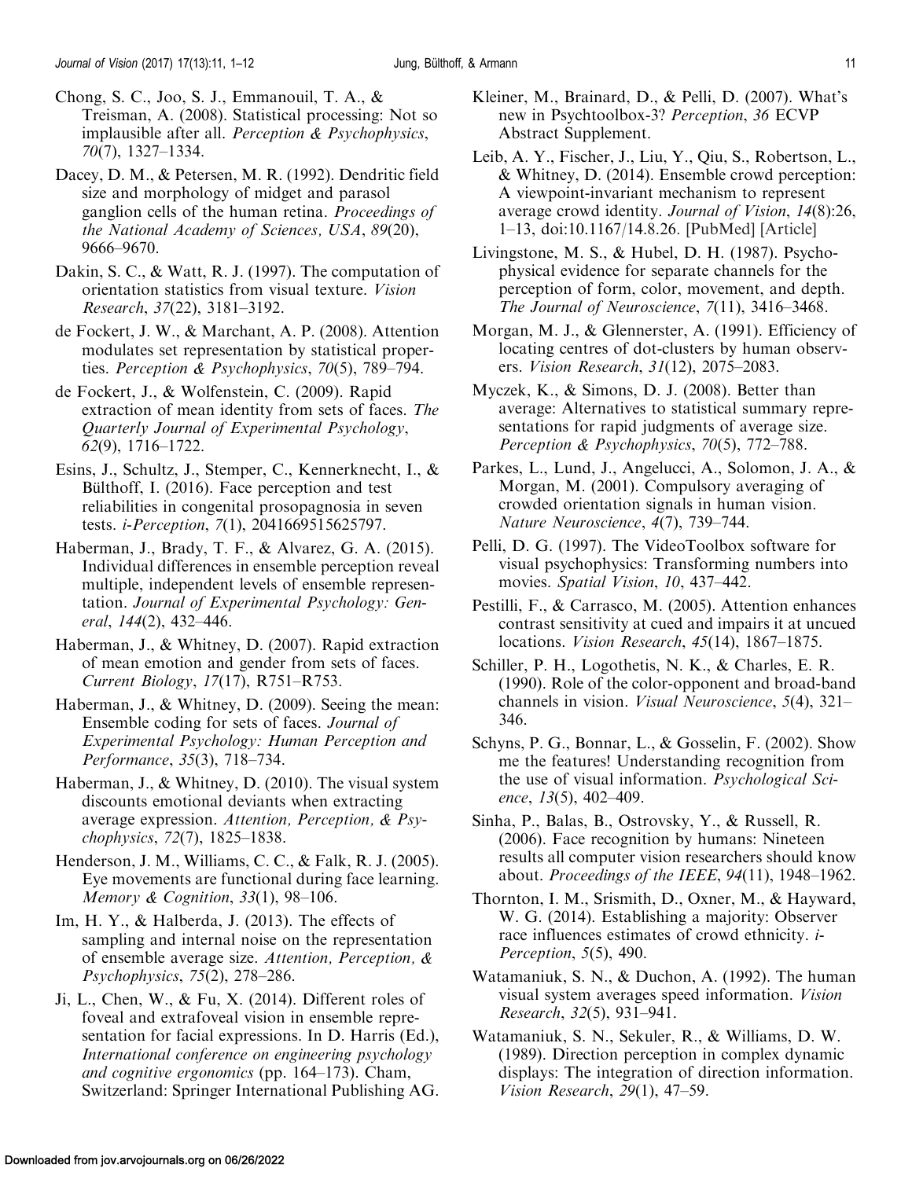Chong, S. C., Joo, S. J., Emmanouil, T. A., & Treisman, A. (2008). Statistical processing: Not so implausible after all. *Perception & Psychophysics*, *70*(7), 1327–1334.

Dacey, D. M., & Petersen, M. R. (1992). Dendritic field size and morphology of midget and parasol ganglion cells of the human retina. *Proceedings of the National Academy of Sciences, USA*, *89*(20), 9666–9670.

Dakin, S. C., & Watt, R. J. (1997). The computation of orientation statistics from visual texture. *Vision Research*, *37*(22), 3181–3192.

de Fockert, J. W., & Marchant, A. P. (2008). Attention modulates set representation by statistical properties. *Perception & Psychophysics*, *70*(5), 789–794.

de Fockert, J., & Wolfenstein, C. (2009). Rapid extraction of mean identity from sets of faces. *The Quarterly Journal of Experimental Psychology*, *62*(9), 1716–1722.

Esins, J., Schultz, J., Stemper, C., Kennerknecht, I., & Bülthoff, I. (2016). Face perception and test reliabilities in congenital prosopagnosia in seven tests. *i-Perception*, *7*(1), 2041669515625797.

Haberman, J., Brady, T. F., & Alvarez, G. A. (2015). Individual differences in ensemble perception reveal multiple, independent levels of ensemble representation. *Journal of Experimental Psychology: General*, *144*(2), 432–446.

Haberman, J., & Whitney, D. (2007). Rapid extraction of mean emotion and gender from sets of faces. *Current Biology*, *17*(17), R751–R753.

Haberman, J., & Whitney, D. (2009). Seeing the mean: Ensemble coding for sets of faces. *Journal of Experimental Psychology: Human Perception and Performance*, *35*(3), 718–734.

Haberman, J., & Whitney, D. (2010). The visual system discounts emotional deviants when extracting average expression. *Attention, Perception, & Psychophysics*, *72*(7), 1825–1838.

Henderson, J. M., Williams, C. C., & Falk, R. J. (2005). Eye movements are functional during face learning. *Memory & Cognition*, *33*(1), 98–106.

Im, H. Y., & Halberda, J. (2013). The effects of sampling and internal noise on the representation of ensemble average size. *Attention, Perception, & Psychophysics*, *75*(2), 278–286.

Ji, L., Chen, W., & Fu, X. (2014). Different roles of foveal and extrafoveal vision in ensemble representation for facial expressions. In D. Harris (Ed.), *International conference on engineering psychology and cognitive ergonomics* (pp. 164–173). Cham, Switzerland: Springer International Publishing AG.

Kleiner, M., Brainard, D., & Pelli, D. (2007). What's new in Psychtoolbox-3? *Perception*, *36* ECVP Abstract Supplement.

Leib, A. Y., Fischer, J., Liu, Y., Qiu, S., Robertson, L., & Whitney, D. (2014). Ensemble crowd perception: A viewpoint-invariant mechanism to represent average crowd identity. *Journal of Vision*, *14*(8):26, 1–13, doi:10.1167/14.8.26. [PubMed] [Article]

Livingstone, M. S., & Hubel, D. H. (1987). Psychophysical evidence for separate channels for the perception of form, color, movement, and depth. *The Journal of Neuroscience*, *7*(11), 3416–3468.

Morgan, M. J., & Glennerster, A. (1991). Efficiency of locating centres of dot-clusters by human observers. *Vision Research*, *31*(12), 2075–2083.

Myczek, K., & Simons, D. J. (2008). Better than average: Alternatives to statistical summary representations for rapid judgments of average size. *Perception & Psychophysics*, *70*(5), 772–788.

Parkes, L., Lund, J., Angelucci, A., Solomon, J. A., & Morgan, M. (2001). Compulsory averaging of crowded orientation signals in human vision. *Nature Neuroscience*, *4*(7), 739–744.

Pelli, D. G. (1997). The VideoToolbox software for visual psychophysics: Transforming numbers into movies. *Spatial Vision*, *10*, 437–442.

Pestilli, F., & Carrasco, M. (2005). Attention enhances contrast sensitivity at cued and impairs it at uncued locations. *Vision Research*, *45*(14), 1867–1875.

Schiller, P. H., Logothetis, N. K., & Charles, E. R. (1990). Role of the color-opponent and broad-band channels in vision. *Visual Neuroscience*, *5*(4), 321–346.

Schyns, P. G., Bonnar, L., & Gosselin, F. (2002). Show me the features! Understanding recognition from the use of visual information. *Psychological Science*, *13*(5), 402–409.

Sinha, P., Balas, B., Ostrovsky, Y., & Russell, R. (2006). Face recognition by humans: Nineteen results all computer vision researchers should know about. *Proceedings of the IEEE*, *94*(11), 1948–1962.

Thornton, I. M., Srismith, D., Oxner, M., & Hayward, W. G. (2014). Establishing a majority: Observer race influences estimates of crowd ethnicity. *i-Perception*, *5*(5), 490.

Watamaniuk, S. N., & Duchon, A. (1992). The human visual system averages speed information. *Vision Research*, *32*(5), 931–941.

Watamaniuk, S. N., Sekuler, R., & Williams, D. W. (1989). Direction perception in complex dynamic displays: The integration of direction information. *Vision Research*, *29*(1), 47–59.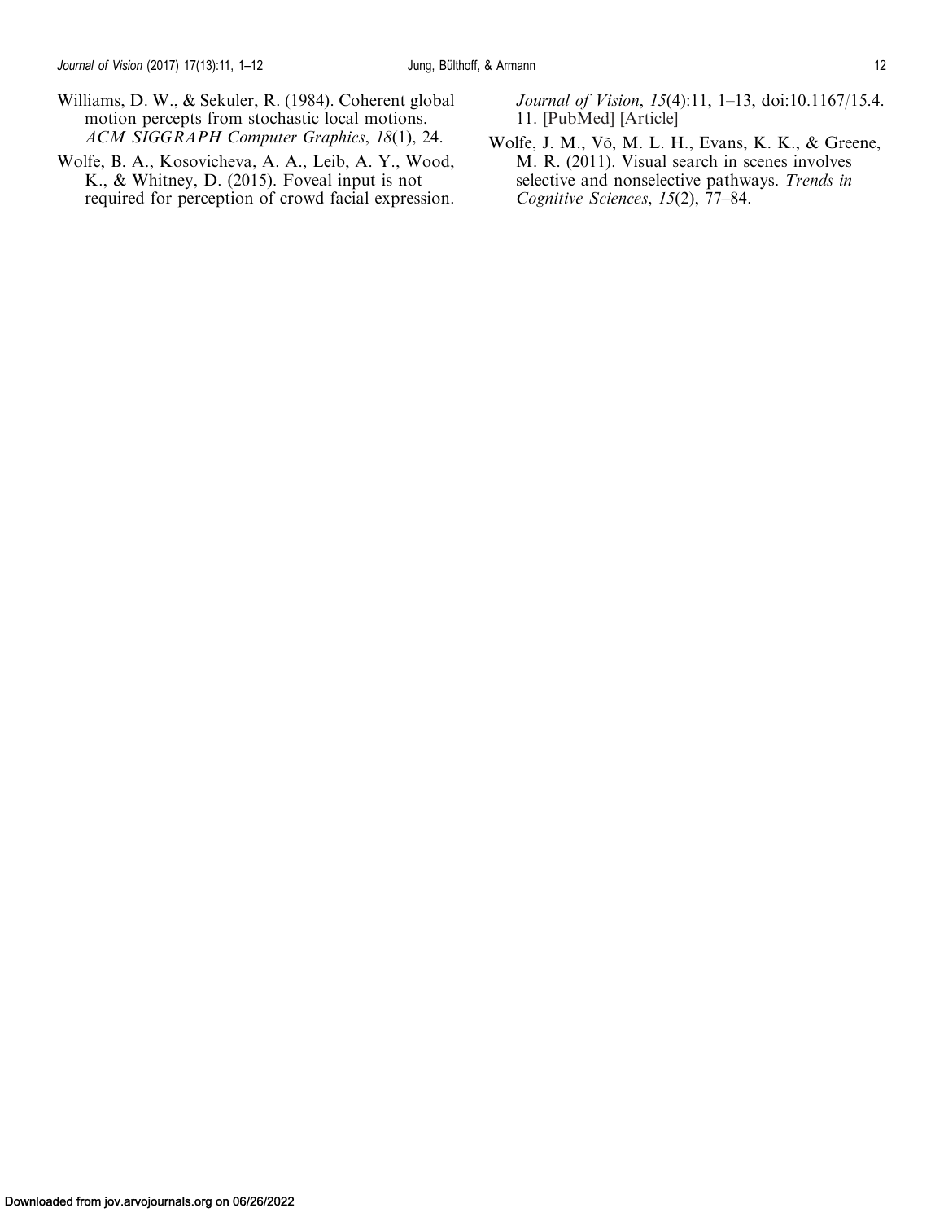Williams, D. W., & Sekuler, R. (1984). Coherent global motion percepts from stochastic local motions. *ACM SIGGRAPH Computer Graphics*, *18*(1), 24.

Wolfe, B. A., Kosovicheva, A. A., Leib, A. Y., Wood, K., & Whitney, D. (2015). Foveal input is not required for perception of crowd facial expression. *Journal of Vision*, *15*(4):11, 1–13, doi:10.1167/15.4.11. [PubMed] [Article]

Wolfe, J. M., Võ, M. L. H., Evans, K. K., & Greene, M. R. (2011). Visual search in scenes involves selective and nonselective pathways. *Trends in Cognitive Sciences*, *15*(2), 77–84.